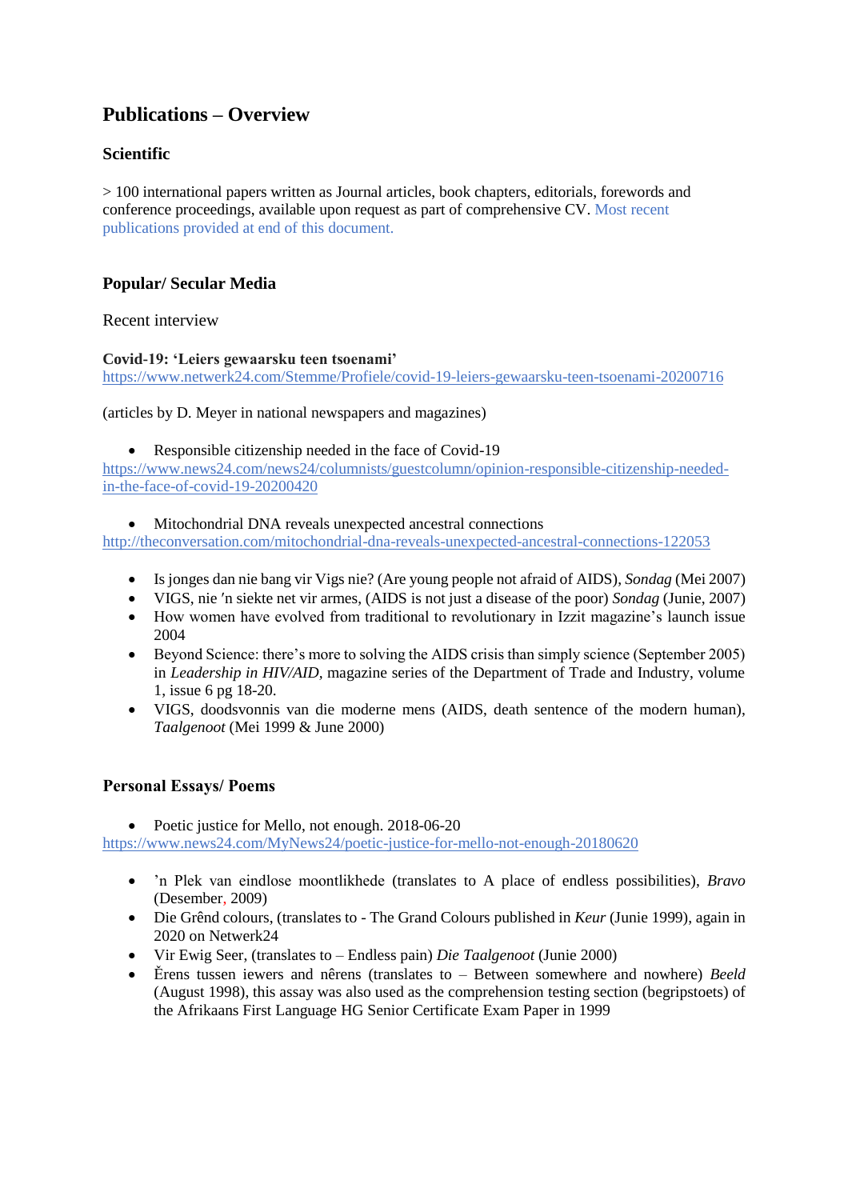# Publications – Overview

## Scientific

> 100 international papers written as Journal articles, book chapters, editorials, forewords and conference proceedings, available upon request as part of comprehensive CV. Most recent publications provided at end of this document.

## Popular/ Secular Media

Recent interview

**Covid-19: 'Leiers gewaarsku teen tsoenami'**
https://www.netwerk24.com/Stemme/Profiele/covid-19-leiers-gewaarsku-teen-tsoenami-20200716

(articles by D. Meyer in national newspapers and magazines)

- Responsible citizenship needed in the face of Covid-19

https://www.news24.com/news24/columnists/guestcolumn/opinion-responsible-citizenship-needed-in-the-face-of-covid-19-20200420

- Mitochondrial DNA reveals unexpected ancestral connections

http://theconversation.com/mitochondrial-dna-reveals-unexpected-ancestral-connections-122053

- Is jonges dan nie bang vir Vigs nie? (Are young people not afraid of AIDS), *Sondag* (Mei 2007)
- VIGS, nie 'n siekte net vir armes, (AIDS is not just a disease of the poor) *Sondag* (Junie, 2007)
- How women have evolved from traditional to revolutionary in Izzit magazine's launch issue 2004
- Beyond Science: there's more to solving the AIDS crisis than simply science (September 2005) in *Leadership in HIV/AID*, magazine series of the Department of Trade and Industry, volume 1, issue 6 pg 18-20.
- VIGS, doodsvonnis van die moderne mens (AIDS, death sentence of the modern human), *Taalgenoot* (Mei 1999 & June 2000)

## Personal Essays/ Poems

- Poetic justice for Mello, not enough. 2018-06-20

https://www.news24.com/MyNews24/poetic-justice-for-mello-not-enough-20180620

- 'n Plek van eindlose moontlikhede (translates to A place of endless possibilities), *Bravo* (Desember, 2009)
- Die Grênd colours, (translates to - The Grand Colours published in *Keur* (Junie 1999), again in 2020 on Netwerk24
- Vir Ewig Seer, (translates to – Endless pain) *Die Taalgenoot* (Junie 2000)
- Ĕrens tussen iewers and nêrens (translates to – Between somewhere and nowhere) *Beeld* (August 1998), this assay was also used as the comprehension testing section (begripstoets) of the Afrikaans First Language HG Senior Certificate Exam Paper in 1999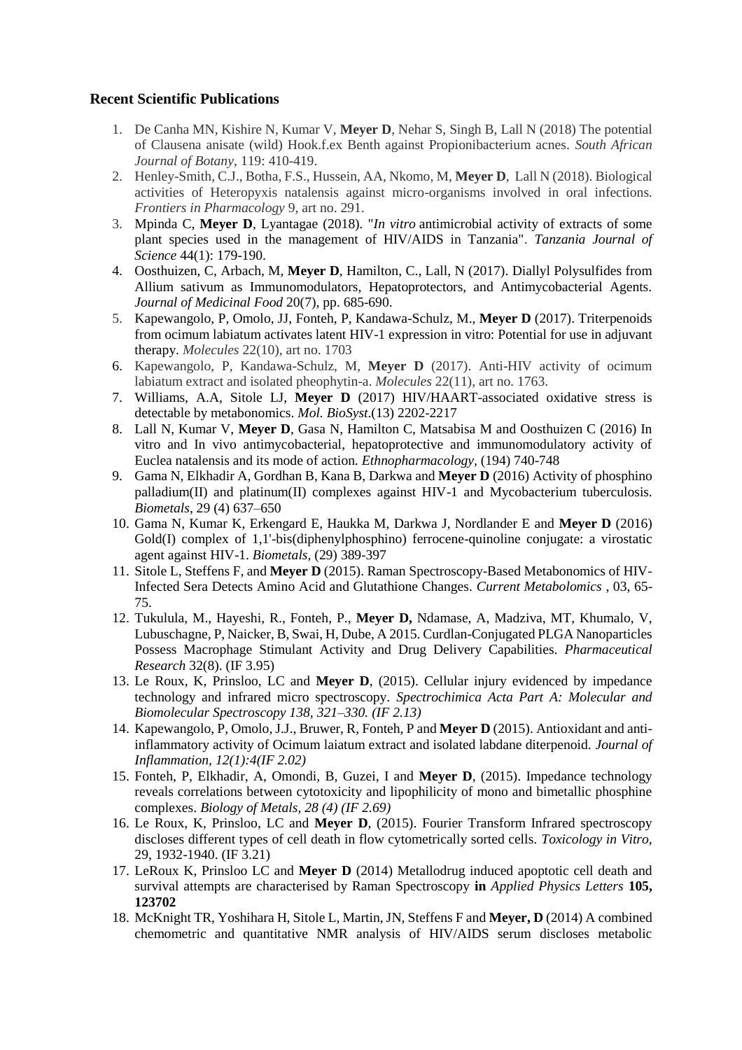### Recent Scientific Publications

1. De Canha MN, Kishire N, Kumar V, **Meyer D**, Nehar S, Singh B, Lall N (2018) The potential of Clausena anisate (wild) Hook.f.ex Benth against Propionibacterium acnes. *South African Journal of Botany*, 119: 410-419.
2. Henley-Smith, C.J., Botha, F.S., Hussein, AA, Nkomo, M, **Meyer D**, Lall N (2018). Biological activities of Heteropyxis natalensis against micro-organisms involved in oral infections. *Frontiers in Pharmacology* 9, art no. 291.
3. Mpinda C, **Meyer D**, Lyantagae (2018). "*In vitro* antimicrobial activity of extracts of some plant species used in the management of HIV/AIDS in Tanzania". *Tanzania Journal of Science* 44(1): 179-190.
4. Oosthuizen, C, Arbach, M, **Meyer D**, Hamilton, C., Lall, N (2017). Diallyl Polysulfides from Allium sativum as Immunomodulators, Hepatoprotectors, and Antimycobacterial Agents. *Journal of Medicinal Food* 20(7), pp. 685-690.
5. Kapewangolo, P, Omolo, JJ, Fonteh, P, Kandawa-Schulz, M., **Meyer D** (2017). Triterpenoids from ocimum labiatum activates latent HIV-1 expression in vitro: Potential for use in adjuvant therapy. *Molecules* 22(10), art no. 1703
6. Kapewangolo, P, Kandawa-Schulz, M, **Meyer D** (2017). Anti-HIV activity of ocimum labiatum extract and isolated pheophytin-a. *Molecules* 22(11), art no. 1763.
7. Williams, A.A, Sitole LJ, **Meyer D** (2017) HIV/HAART-associated oxidative stress is detectable by metabonomics. *Mol. BioSyst*.(13) 2202-2217
8. Lall N, Kumar V, **Meyer D**, Gasa N, Hamilton C, Matsabisa M and Oosthuizen C (2016) In vitro and In vivo antimycobacterial, hepatoprotective and immunomodulatory activity of Euclea natalensis and its mode of action. *Ethnopharmacology*, (194) 740-748
9. Gama N, Elkhadir A, Gordhan B, Kana B, Darkwa and **Meyer D** (2016) Activity of phosphino palladium(II) and platinum(II) complexes against HIV-1 and Mycobacterium tuberculosis. *Biometals*, 29 (4) 637–650
10. Gama N, Kumar K, Erkengard E, Haukka M, Darkwa J, Nordlander E and **Meyer D** (2016) Gold(I) complex of 1,1'-bis(diphenylphosphino) ferrocene-quinoline conjugate: a virostatic agent against HIV-1. *Biometals*, (29) 389-397
11. Sitole L, Steffens F, and **Meyer D** (2015). Raman Spectroscopy-Based Metabonomics of HIV-Infected Sera Detects Amino Acid and Glutathione Changes. *Current Metabolomics* , 03, 65-75.
12. Tukulula, M., Hayeshi, R., Fonteh, P., **Meyer D,** Ndamase, A, Madziva, MT, Khumalo, V, Lubuschagne, P, Naicker, B, Swai, H, Dube, A 2015. Curdlan-Conjugated PLGA Nanoparticles Possess Macrophage Stimulant Activity and Drug Delivery Capabilities. *Pharmaceutical Research* 32(8). (IF 3.95)
13. Le Roux, K, Prinsloo, LC and **Meyer D**, (2015). Cellular injury evidenced by impedance technology and infrared micro spectroscopy. *Spectrochimica Acta Part A: Molecular and Biomolecular Spectroscopy 138, 321–330. (IF 2.13)*
14. Kapewangolo, P, Omolo, J.J., Bruwer, R, Fonteh, P and **Meyer D** (2015). Antioxidant and anti-inflammatory activity of Ocimum laiatum extract and isolated labdane diterpenoid. *Journal of Inflammation, 12(1):4(IF 2.02)*
15. Fonteh, P, Elkhadir, A, Omondi, B, Guzei, I and **Meyer D**, (2015). Impedance technology reveals correlations between cytotoxicity and lipophilicity of mono and bimetallic phosphine complexes. *Biology of Metals, 28 (4) (IF 2.69)*
16. Le Roux, K, Prinsloo, LC and **Meyer D**, (2015). Fourier Transform Infrared spectroscopy discloses different types of cell death in flow cytometrically sorted cells. *Toxicology in Vitro*, 29, 1932-1940. (IF 3.21)
17. LeRoux K, Prinsloo LC and **Meyer D** (2014) Metallodrug induced apoptotic cell death and survival attempts are characterised by Raman Spectroscopy **in** *Applied Physics Letters* **105, 123702**
18. McKnight TR, Yoshihara H, Sitole L, Martin, JN, Steffens F and **Meyer, D** (2014) A combined chemometric and quantitative NMR analysis of HIV/AIDS serum discloses metabolic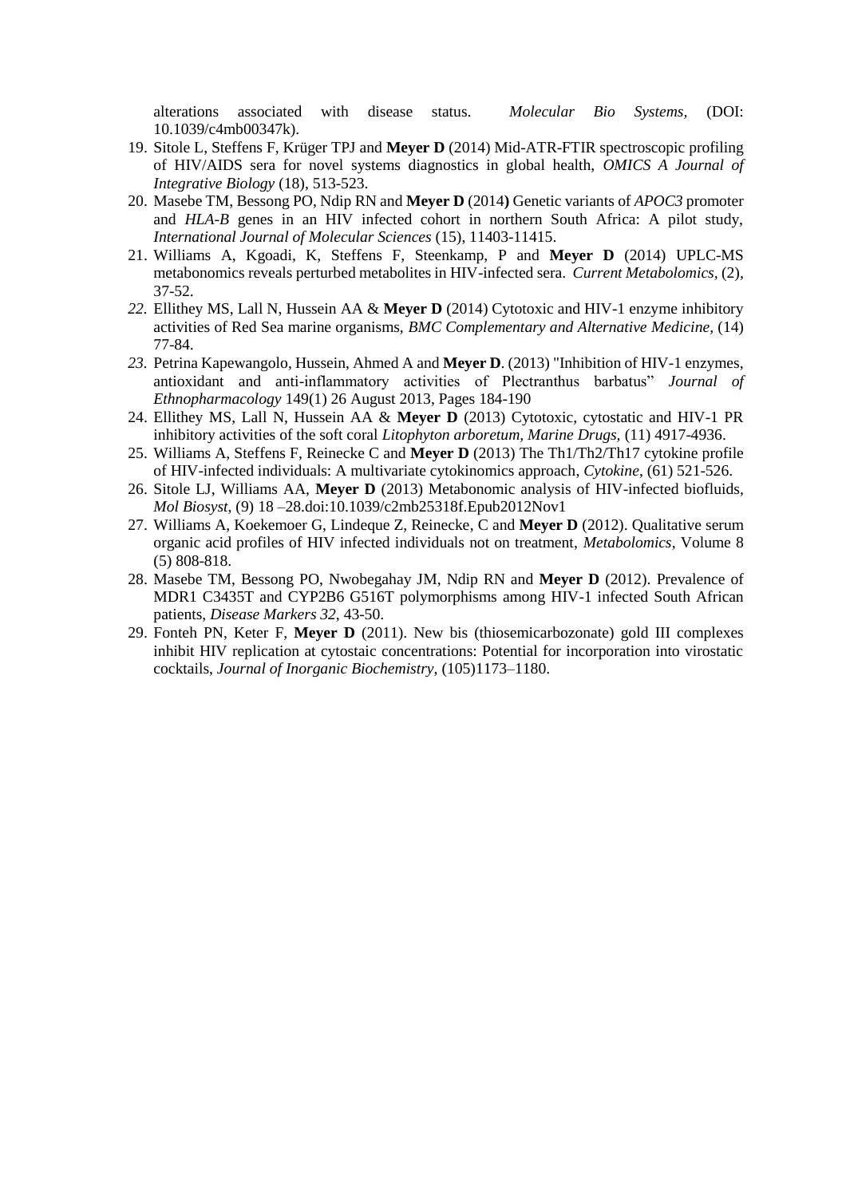alterations associated with disease status. *Molecular Bio Systems,* (DOI: 10.1039/c4mb00347k).

19. Sitole L, Steffens F, Krüger TPJ and **Meyer D** (2014) Mid-ATR-FTIR spectroscopic profiling of HIV/AIDS sera for novel systems diagnostics in global health, *OMICS A Journal of Integrative Biology* (18), 513-523.
20. Masebe TM, Bessong PO, Ndip RN and **Meyer D** (2014**)** Genetic variants of *APOC3* promoter and *HLA-B* genes in an HIV infected cohort in northern South Africa: A pilot study, *International Journal of Molecular Sciences* (15), 11403-11415.
21. Williams A, Kgoadi, K, Steffens F, Steenkamp, P and **Meyer D** (2014) UPLC-MS metabonomics reveals perturbed metabolites in HIV-infected sera. *Current Metabolomics,* (2), 37-52.
22. Ellithey MS, Lall N, Hussein AA & **Meyer D** (2014) Cytotoxic and HIV-1 enzyme inhibitory activities of Red Sea marine organisms, *BMC Complementary and Alternative Medicine,* (14) 77-84.
23. Petrina Kapewangolo, Hussein, Ahmed A and **Meyer D**. (2013) "Inhibition of HIV-1 enzymes, antioxidant and anti-inflammatory activities of Plectranthus barbatus" *Journal of Ethnopharmacology* 149(1) 26 August 2013, Pages 184-190
24. Ellithey MS, Lall N, Hussein AA & **Meyer D** (2013) Cytotoxic, cytostatic and HIV-1 PR inhibitory activities of the soft coral *Litophyton arboretum*, *Marine Drugs,* (11) 4917-4936.
25. Williams A, Steffens F, Reinecke C and **Meyer D** (2013) The Th1/Th2/Th17 cytokine profile of HIV-infected individuals: A multivariate cytokinomics approach, *Cytokine*, (61) 521-526.
26. Sitole LJ, Williams AA, **Meyer D** (2013) Metabonomic analysis of HIV-infected biofluids, *Mol Biosyst*, (9) 18 –28.doi:10.1039/c2mb25318f.Epub2012Nov1
27. Williams A, Koekemoer G, Lindeque Z, Reinecke, C and **Meyer D** (2012). Qualitative serum organic acid profiles of HIV infected individuals not on treatment, *Metabolomics*, Volume 8 (5) 808-818.
28. Masebe TM, Bessong PO, Nwobegahay JM, Ndip RN and **Meyer D** (2012). Prevalence of MDR1 C3435T and CYP2B6 G516T polymorphisms among HIV-1 infected South African patients, *Disease Markers 32*, 43-50.
29. Fonteh PN, Keter F, **Meyer D** (2011). New bis (thiosemicarbozonate) gold III complexes inhibit HIV replication at cytostaic concentrations: Potential for incorporation into virostatic cocktails, *Journal of Inorganic Biochemistry*, (105)1173–1180.